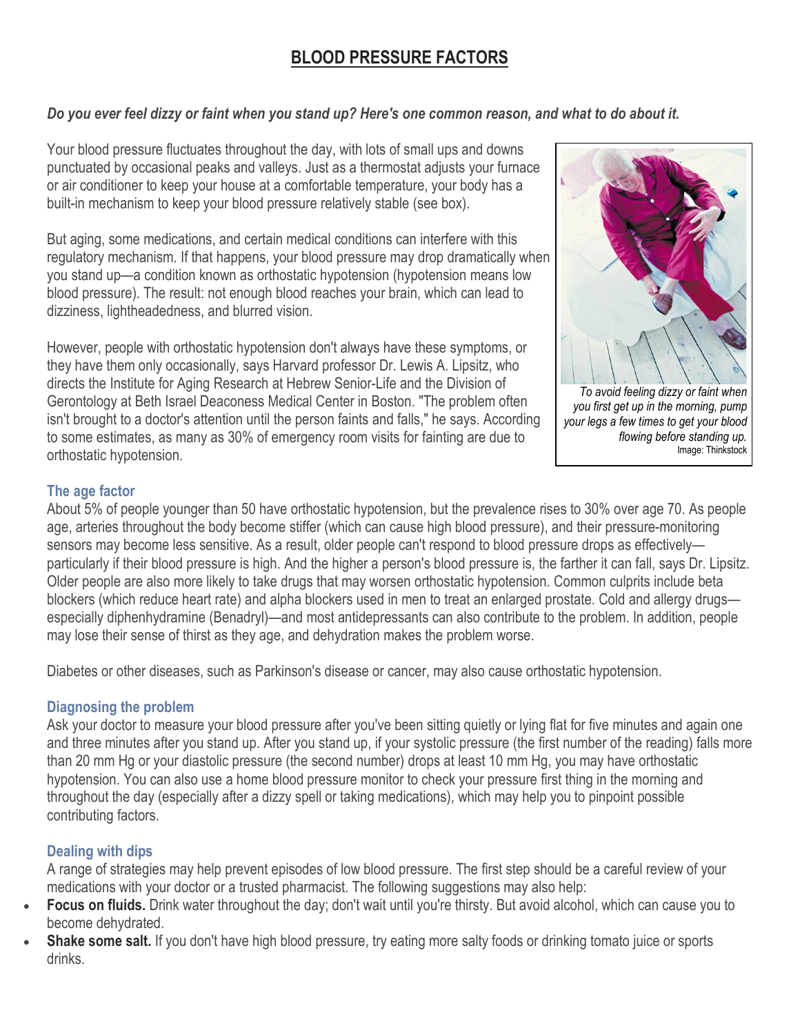# BLOOD PRESSURE FACTORS

***Do you ever feel dizzy or faint when you stand up? Here's one common reason, and what to do about it.***

Your blood pressure fluctuates throughout the day, with lots of small ups and downs punctuated by occasional peaks and valleys. Just as a thermostat adjusts your furnace or air conditioner to keep your house at a comfortable temperature, your body has a built-in mechanism to keep your blood pressure relatively stable (see box).

But aging, some medications, and certain medical conditions can interfere with this regulatory mechanism. If that happens, your blood pressure may drop dramatically when you stand up—a condition known as orthostatic hypotension (hypotension means low blood pressure). The result: not enough blood reaches your brain, which can lead to dizziness, lightheadedness, and blurred vision.

However, people with orthostatic hypotension don't always have these symptoms, or they have them only occasionally, says Harvard professor Dr. Lewis A. Lipsitz, who directs the Institute for Aging Research at Hebrew Senior-Life and the Division of Gerontology at Beth Israel Deaconess Medical Center in Boston. "The problem often isn't brought to a doctor's attention until the person faints and falls," he says. According to some estimates, as many as 30% of emergency room visits for fainting are due to orthostatic hypotension.

*To avoid feeling dizzy or faint when you first get up in the morning, pump your legs a few times to get your blood flowing before standing up.*
Image: Thinkstock

### The age factor

About 5% of people younger than 50 have orthostatic hypotension, but the prevalence rises to 30% over age 70. As people age, arteries throughout the body become stiffer (which can cause high blood pressure), and their pressure-monitoring sensors may become less sensitive. As a result, older people can't respond to blood pressure drops as effectively—particularly if their blood pressure is high. And the higher a person's blood pressure is, the farther it can fall, says Dr. Lipsitz. Older people are also more likely to take drugs that may worsen orthostatic hypotension. Common culprits include beta blockers (which reduce heart rate) and alpha blockers used in men to treat an enlarged prostate. Cold and allergy drugs—especially diphenhydramine (Benadryl)—and most antidepressants can also contribute to the problem. In addition, people may lose their sense of thirst as they age, and dehydration makes the problem worse.

Diabetes or other diseases, such as Parkinson's disease or cancer, may also cause orthostatic hypotension.

### Diagnosing the problem

Ask your doctor to measure your blood pressure after you've been sitting quietly or lying flat for five minutes and again one and three minutes after you stand up. After you stand up, if your systolic pressure (the first number of the reading) falls more than 20 mm Hg or your diastolic pressure (the second number) drops at least 10 mm Hg, you may have orthostatic hypotension. You can also use a home blood pressure monitor to check your pressure first thing in the morning and throughout the day (especially after a dizzy spell or taking medications), which may help you to pinpoint possible contributing factors.

### Dealing with dips

A range of strategies may help prevent episodes of low blood pressure. The first step should be a careful review of your medications with your doctor or a trusted pharmacist. The following suggestions may also help:

- **Focus on fluids.** Drink water throughout the day; don't wait until you're thirsty. But avoid alcohol, which can cause you to become dehydrated.
- **Shake some salt.** If you don't have high blood pressure, try eating more salty foods or drinking tomato juice or sports drinks.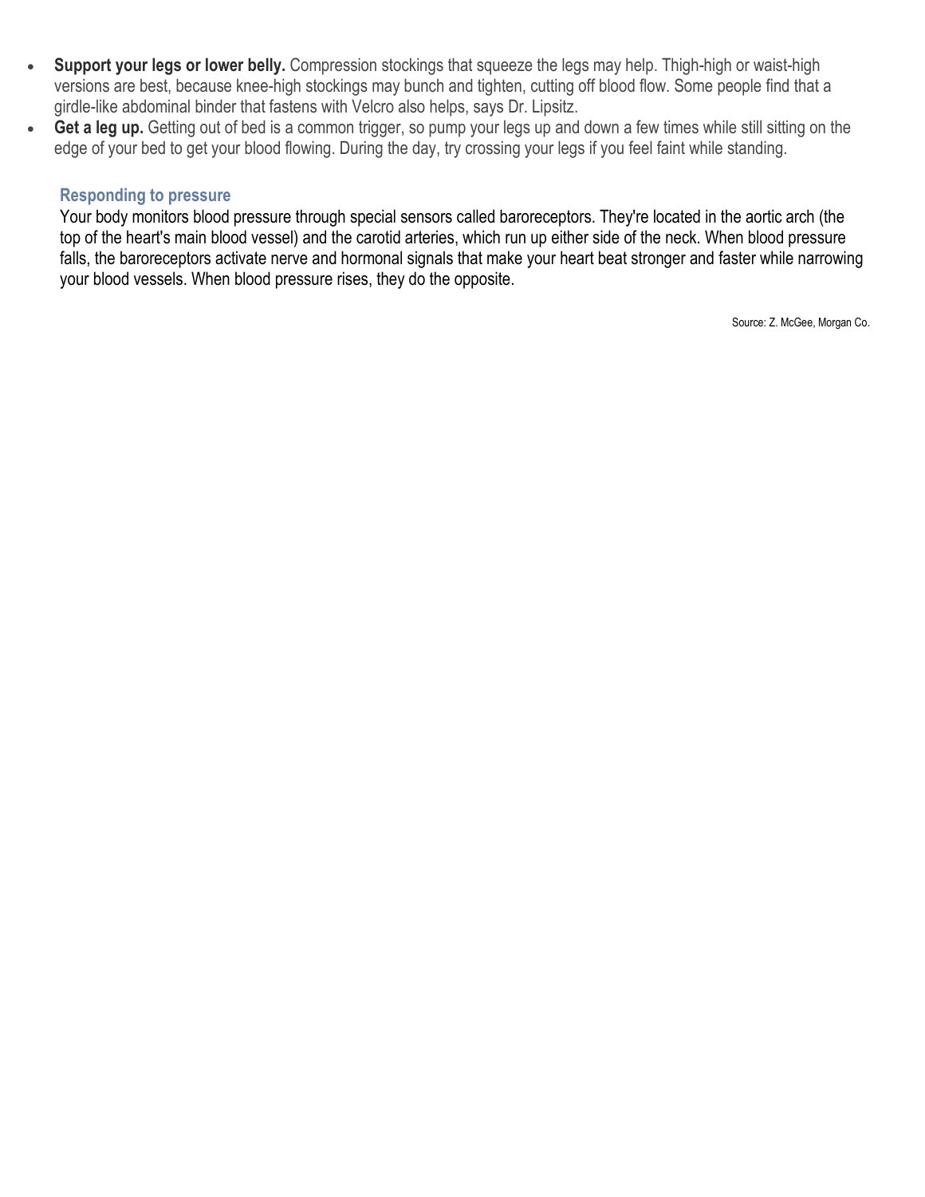- **Support your legs or lower belly.** Compression stockings that squeeze the legs may help. Thigh-high or waist-high versions are best, because knee-high stockings may bunch and tighten, cutting off blood flow. Some people find that a girdle-like abdominal binder that fastens with Velcro also helps, says Dr. Lipsitz.
- **Get a leg up.** Getting out of bed is a common trigger, so pump your legs up and down a few times while still sitting on the edge of your bed to get your blood flowing. During the day, try crossing your legs if you feel faint while standing.

### Responding to pressure

Your body monitors blood pressure through special sensors called baroreceptors. They're located in the aortic arch (the top of the heart's main blood vessel) and the carotid arteries, which run up either side of the neck. When blood pressure falls, the baroreceptors activate nerve and hormonal signals that make your heart beat stronger and faster while narrowing your blood vessels. When blood pressure rises, they do the opposite.

Source: Z. McGee, Morgan Co.